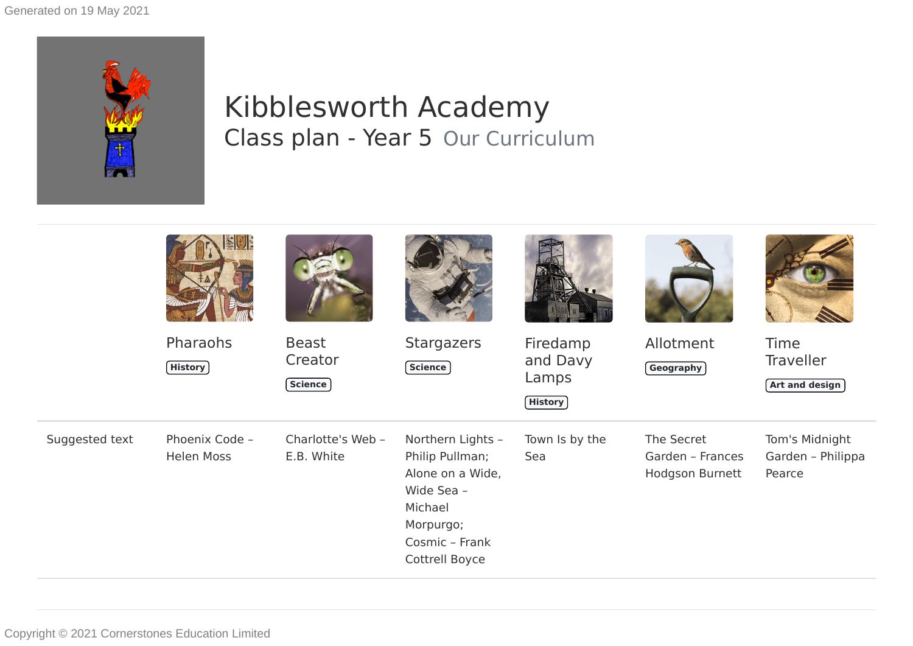Generated on 19 May 2021

# Kibblesworth Academy

## Class plan - Year 5 Our Curriculum

| | Pharaohs | Beast Creator | Stargazers | Firedamp and Davy Lamps | Allotment | Time Traveller |
|---|---|---|---|---|---|---|
| | History | Science | Science | History | Geography | Art and design |
| Suggested text | Phoenix Code – Helen Moss | Charlotte's Web – E.B. White | Northern Lights – Philip Pullman; Alone on a Wide, Wide Sea – Michael Morpurgo; Cosmic – Frank Cottrell Boyce | Town Is by the Sea | The Secret Garden – Frances Hodgson Burnett | Tom's Midnight Garden – Philippa Pearce |

Copyright © 2021 Cornerstones Education Limited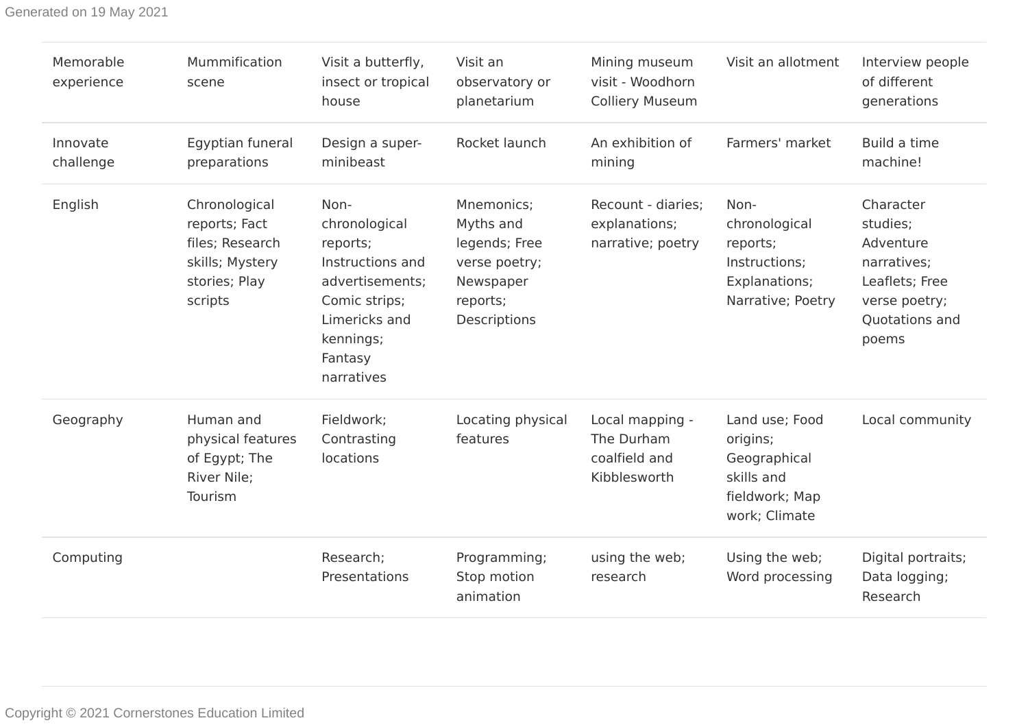| Memorable experience | Mummification scene | Visit a butterfly, insect or tropical house | Visit an observatory or planetarium | Mining museum visit - Woodhorn Colliery Museum | Visit an allotment | Interview people of different generations |
|---|---|---|---|---|---|---|
| Innovate challenge | Egyptian funeral preparations | Design a super-minibeast | Rocket launch | An exhibition of mining | Farmers' market | Build a time machine! |
| English | Chronological reports; Fact files; Research skills; Mystery stories; Play scripts | Non-chronological reports; Instructions and advertisements; Comic strips; Limericks and kennings; Fantasy narratives | Mnemonics; Myths and legends; Free verse poetry; Newspaper reports; Descriptions | Recount - diaries; explanations; narrative; poetry | Non-chronological reports; Instructions; Explanations; Narrative; Poetry | Character studies; Adventure narratives; Leaflets; Free verse poetry; Quotations and poems |
| Geography | Human and physical features of Egypt; The River Nile; Tourism | Fieldwork; Contrasting locations | Locating physical features | Local mapping - The Durham coalfield and Kibblesworth | Land use; Food origins; Geographical skills and fieldwork; Map work; Climate | Local community |
| Computing | | Research; Presentations | Programming; Stop motion animation | using the web; research | Using the web; Word processing | Digital portraits; Data logging; Research |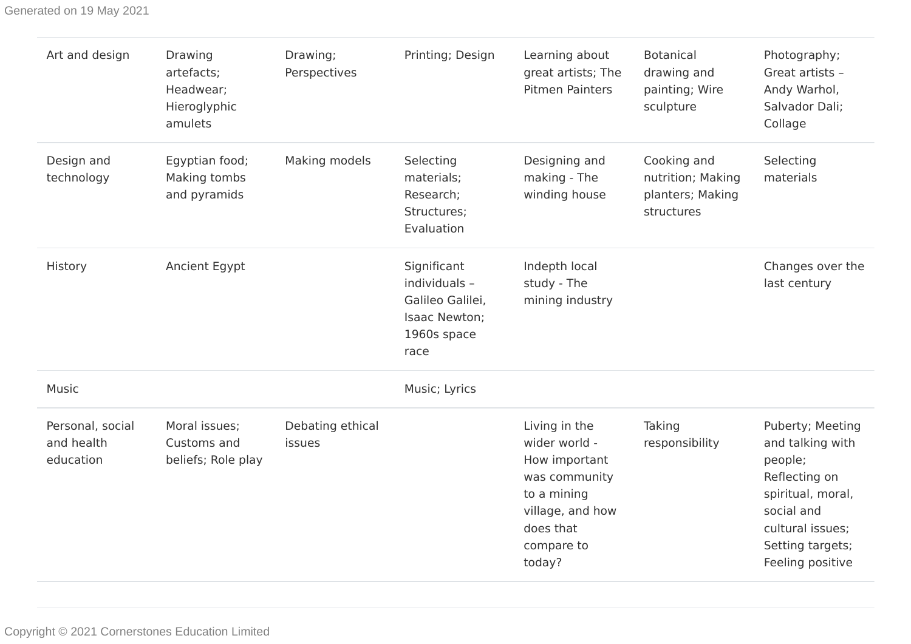| | | | | | | |
|---|---|---|---|---|---|---|
| Art and design | Drawing artefacts; Headwear; Hieroglyphic amulets | Drawing; Perspectives | Printing; Design | Learning about great artists; The Pitmen Painters | Botanical drawing and painting; Wire sculpture | Photography; Great artists – Andy Warhol, Salvador Dali; Collage |
| Design and technology | Egyptian food; Making tombs and pyramids | Making models | Selecting materials; Research; Structures; Evaluation | Designing and making - The winding house | Cooking and nutrition; Making planters; Making structures | Selecting materials |
| History | Ancient Egypt | | Significant individuals – Galileo Galilei, Isaac Newton; 1960s space race | Indepth local study - The mining industry | | Changes over the last century |
| Music | | | Music; Lyrics | | | |
| Personal, social and health education | Moral issues; Customs and beliefs; Role play | Debating ethical issues | | Living in the wider world - How important was community to a mining village, and how does that compare to today? | Taking responsibility | Puberty; Meeting and talking with people; Reflecting on spiritual, moral, social and cultural issues; Setting targets; Feeling positive |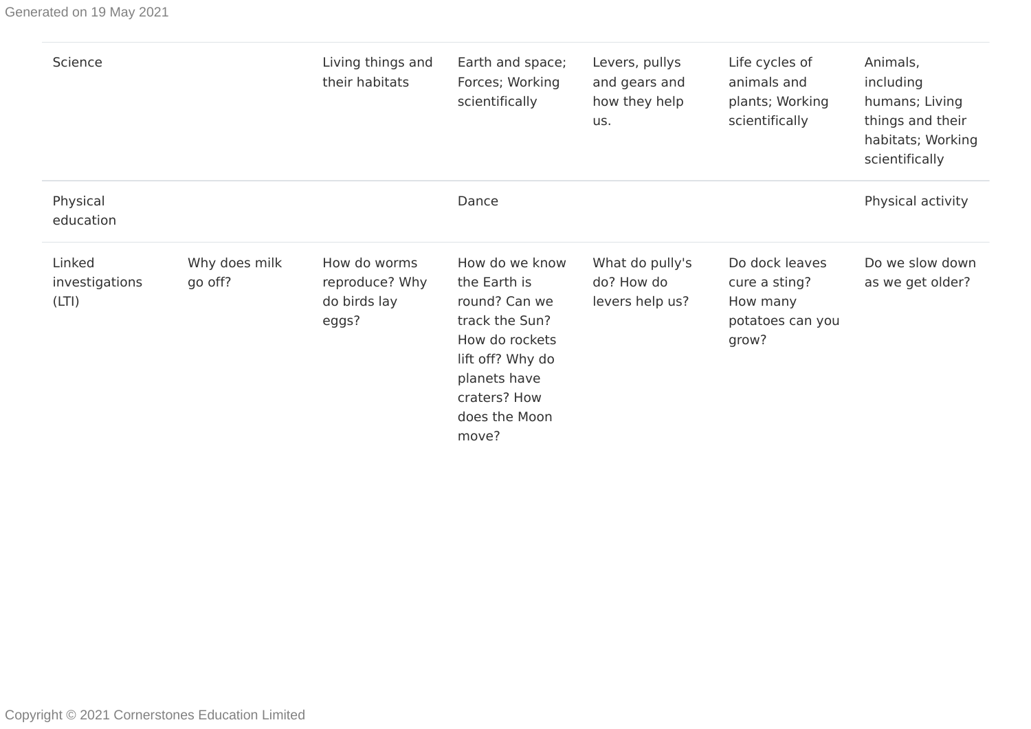| | | | | | | |
|---|---|---|---|---|---|---|
| Science | | Living things and their habitats | Earth and space; Forces; Working scientifically | Levers, pullys and gears and how they help us. | Life cycles of animals and plants; Working scientifically | Animals, including humans; Living things and their habitats; Working scientifically |
| Physical education | | | Dance | | | Physical activity |
| Linked investigations (LTI) | Why does milk go off? | How do worms reproduce? Why do birds lay eggs? | How do we know the Earth is round? Can we track the Sun? How do rockets lift off? Why do planets have craters? How does the Moon move? | What do pully's do? How do levers help us? | Do dock leaves cure a sting? How many potatoes can you grow? | Do we slow down as we get older? |